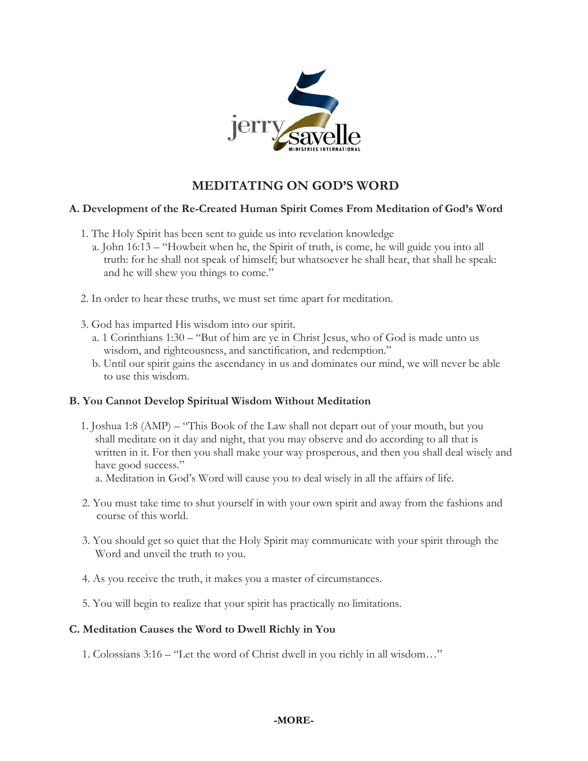# MEDITATING ON GOD'S WORD

## A. Development of the Re-Created Human Spirit Comes From Meditation of God's Word

1. The Holy Spirit has been sent to guide us into revelation knowledge
   a. John 16:13 – "Howbeit when he, the Spirit of truth, is come, he will guide you into all truth: for he shall not speak of himself; but whatsoever he shall hear, that shall he speak: and he will shew you things to come."

2. In order to hear these truths, we must set time apart for meditation.

3. God has imparted His wisdom into our spirit.
   a. 1 Corinthians 1:30 – "But of him are ye in Christ Jesus, who of God is made unto us wisdom, and righteousness, and sanctification, and redemption."
   b. Until our spirit gains the ascendancy in us and dominates our mind, we will never be able to use this wisdom.

## B. You Cannot Develop Spiritual Wisdom Without Meditation

1. Joshua 1:8 (AMP) – "This Book of the Law shall not depart out of your mouth, but you shall meditate on it day and night, that you may observe and do according to all that is written in it. For then you shall make your way prosperous, and then you shall deal wisely and have good success."
   a. Meditation in God's Word will cause you to deal wisely in all the affairs of life.

2. You must take time to shut yourself in with your own spirit and away from the fashions and course of this world.

3. You should get so quiet that the Holy Spirit may communicate with your spirit through the Word and unveil the truth to you.

4. As you receive the truth, it makes you a master of circumstances.

5. You will begin to realize that your spirit has practically no limitations.

## C. Meditation Causes the Word to Dwell Richly in You

1. Colossians 3:16 – "Let the word of Christ dwell in you richly in all wisdom…"

**-MORE-**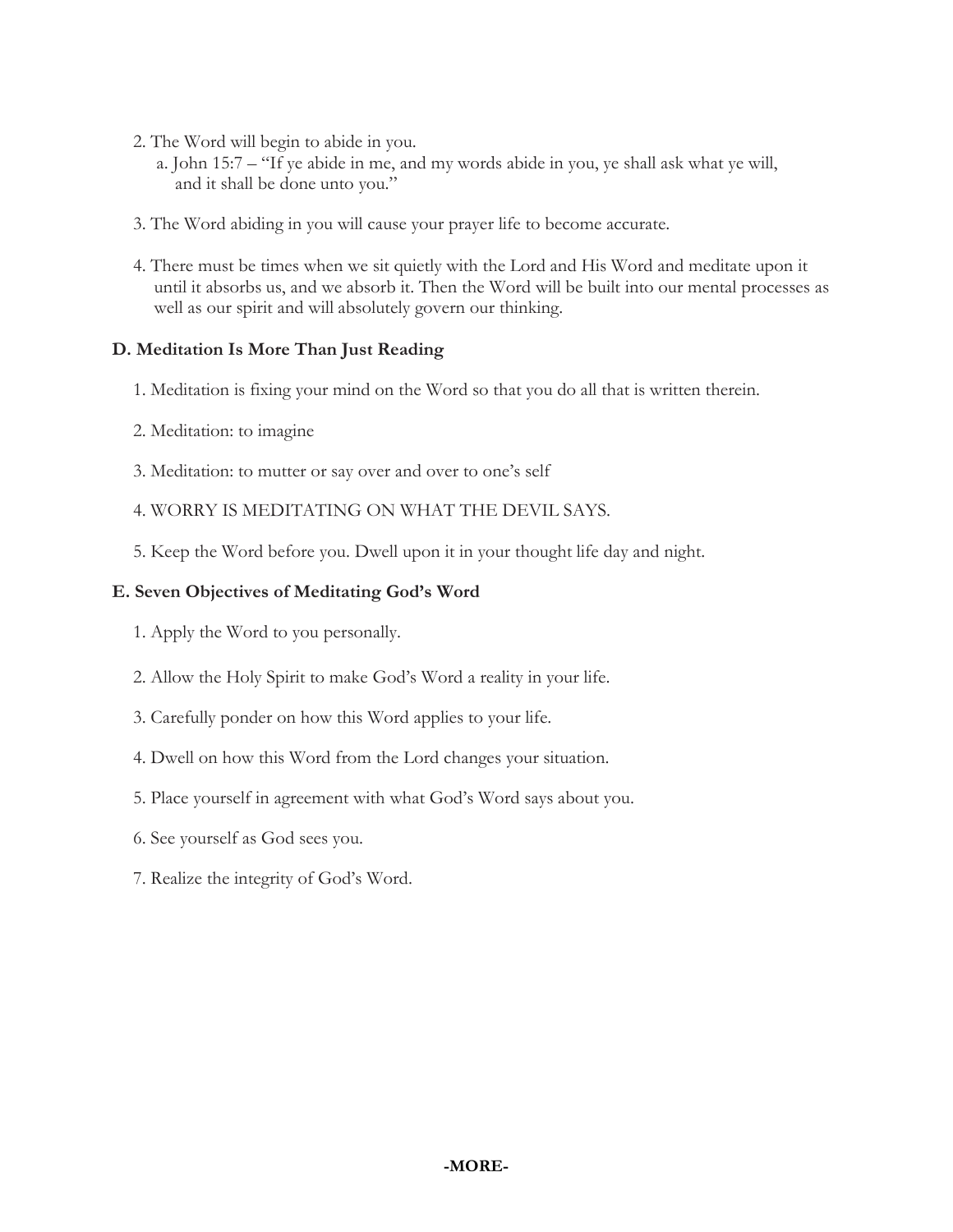2. The Word will begin to abide in you.
   a. John 15:7 – "If ye abide in me, and my words abide in you, ye shall ask what ye will, and it shall be done unto you."

3. The Word abiding in you will cause your prayer life to become accurate.

4. There must be times when we sit quietly with the Lord and His Word and meditate upon it until it absorbs us, and we absorb it. Then the Word will be built into our mental processes as well as our spirit and will absolutely govern our thinking.

**D. Meditation Is More Than Just Reading**

1. Meditation is fixing your mind on the Word so that you do all that is written therein.

2. Meditation: to imagine

3. Meditation: to mutter or say over and over to one's self

4. WORRY IS MEDITATING ON WHAT THE DEVIL SAYS.

5. Keep the Word before you. Dwell upon it in your thought life day and night.

**E. Seven Objectives of Meditating God's Word**

1. Apply the Word to you personally.

2. Allow the Holy Spirit to make God's Word a reality in your life.

3. Carefully ponder on how this Word applies to your life.

4. Dwell on how this Word from the Lord changes your situation.

5. Place yourself in agreement with what God's Word says about you.

6. See yourself as God sees you.

7. Realize the integrity of God's Word.

**-MORE-**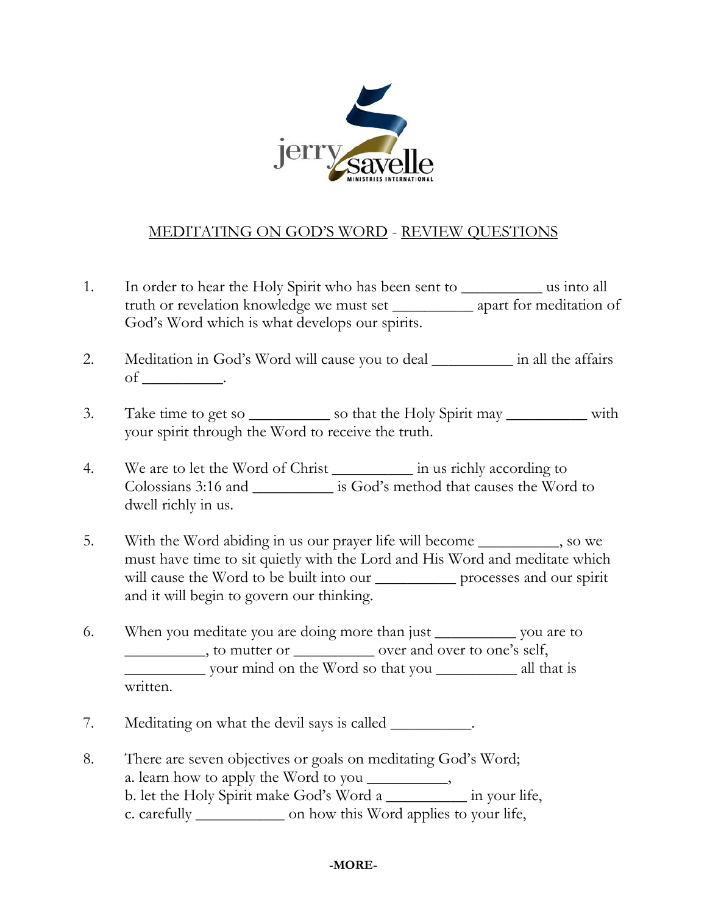jerry savelle MINISTRIES INTERNATIONAL

## MEDITATING ON GOD'S WORD - REVIEW QUESTIONS

1. In order to hear the Holy Spirit who has been sent to __________ us into all truth or revelation knowledge we must set __________ apart for meditation of God's Word which is what develops our spirits.

2. Meditation in God's Word will cause you to deal __________ in all the affairs of __________.

3. Take time to get so __________ so that the Holy Spirit may __________ with your spirit through the Word to receive the truth.

4. We are to let the Word of Christ __________ in us richly according to Colossians 3:16 and __________ is God's method that causes the Word to dwell richly in us.

5. With the Word abiding in us our prayer life will become __________, so we must have time to sit quietly with the Lord and His Word and meditate which will cause the Word to be built into our __________ processes and our spirit and it will begin to govern our thinking.

6. When you meditate you are doing more than just __________ you are to __________, to mutter or __________ over and over to one's self, __________ your mind on the Word so that you __________ all that is written.

7. Meditating on what the devil says is called __________.

8. There are seven objectives or goals on meditating God's Word;
   a. learn how to apply the Word to you __________,
   b. let the Holy Spirit make God's Word a __________ in your life,
   c. carefully ___________ on how this Word applies to your life,

**-MORE-**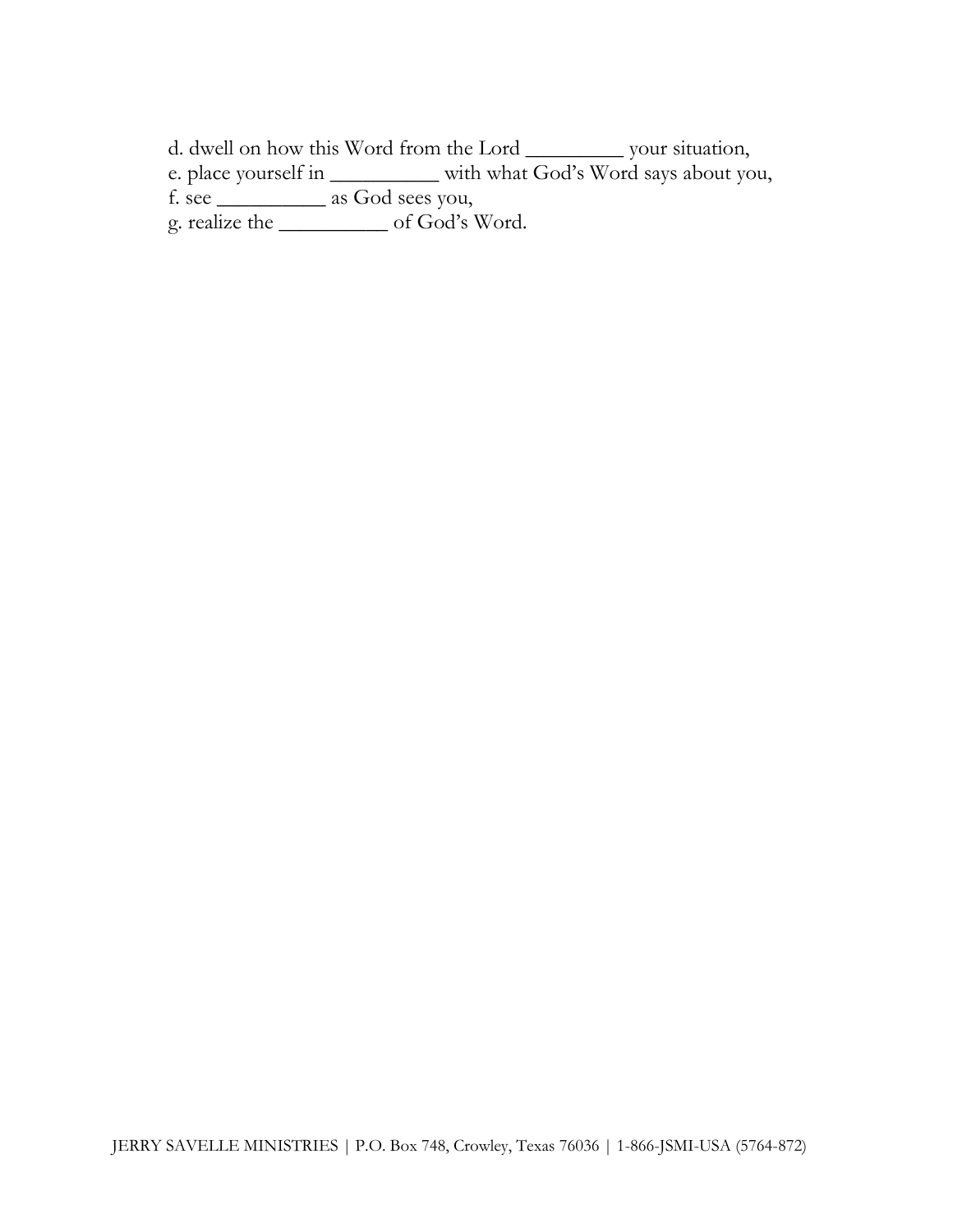d. dwell on how this Word from the Lord _________ your situation,
e. place yourself in __________ with what God's Word says about you,
f. see __________ as God sees you,
g. realize the __________ of God's Word.

JERRY SAVELLE MINISTRIES | P.O. Box 748, Crowley, Texas 76036 | 1-866-JSMI-USA (5764-872)